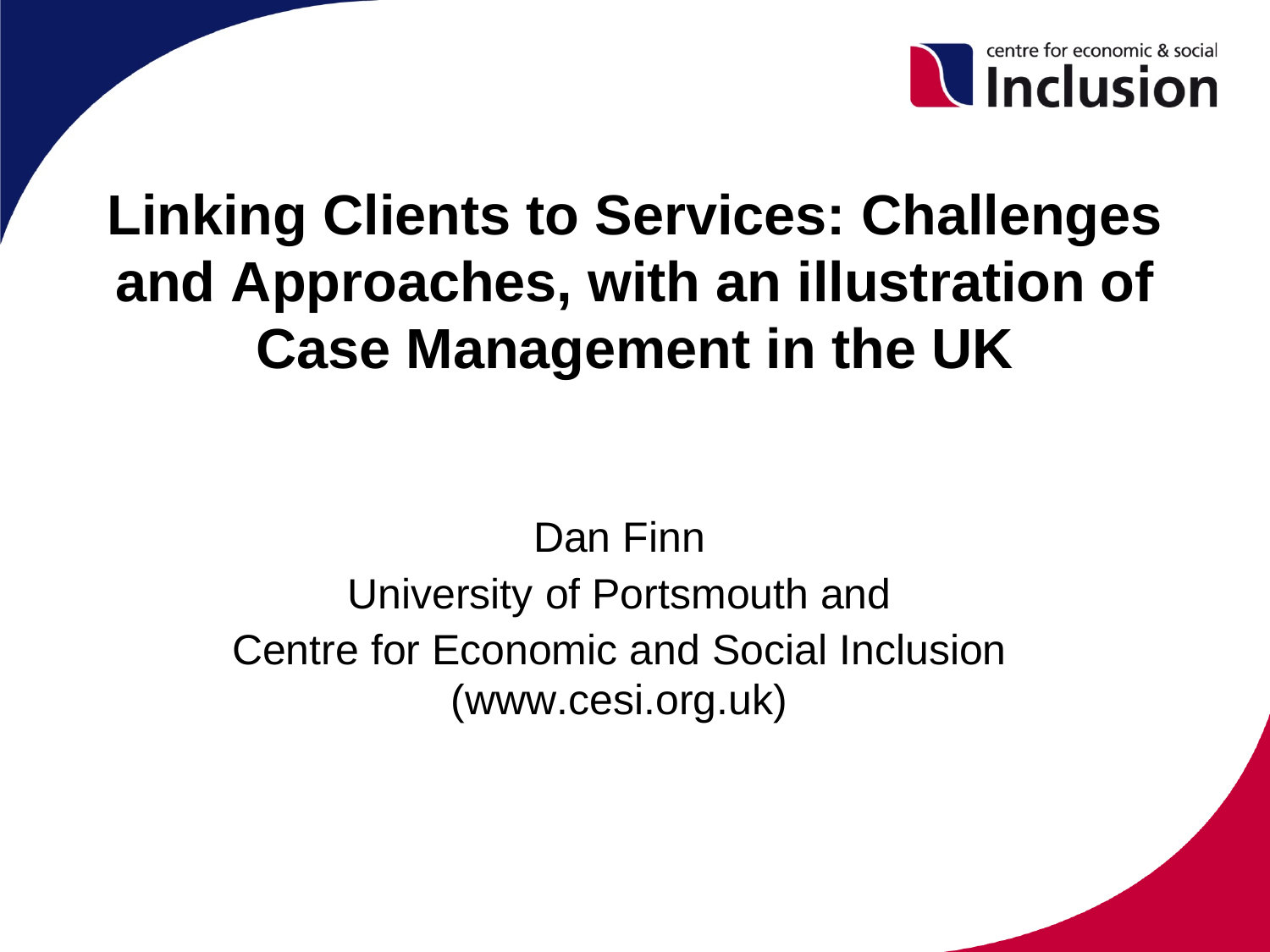centre for economic & social **Inclusion**

# Linking Clients to Services: Challenges and Approaches, with an illustration of Case Management in the UK

Dan Finn

University of Portsmouth and

Centre for Economic and Social Inclusion

(www.cesi.org.uk)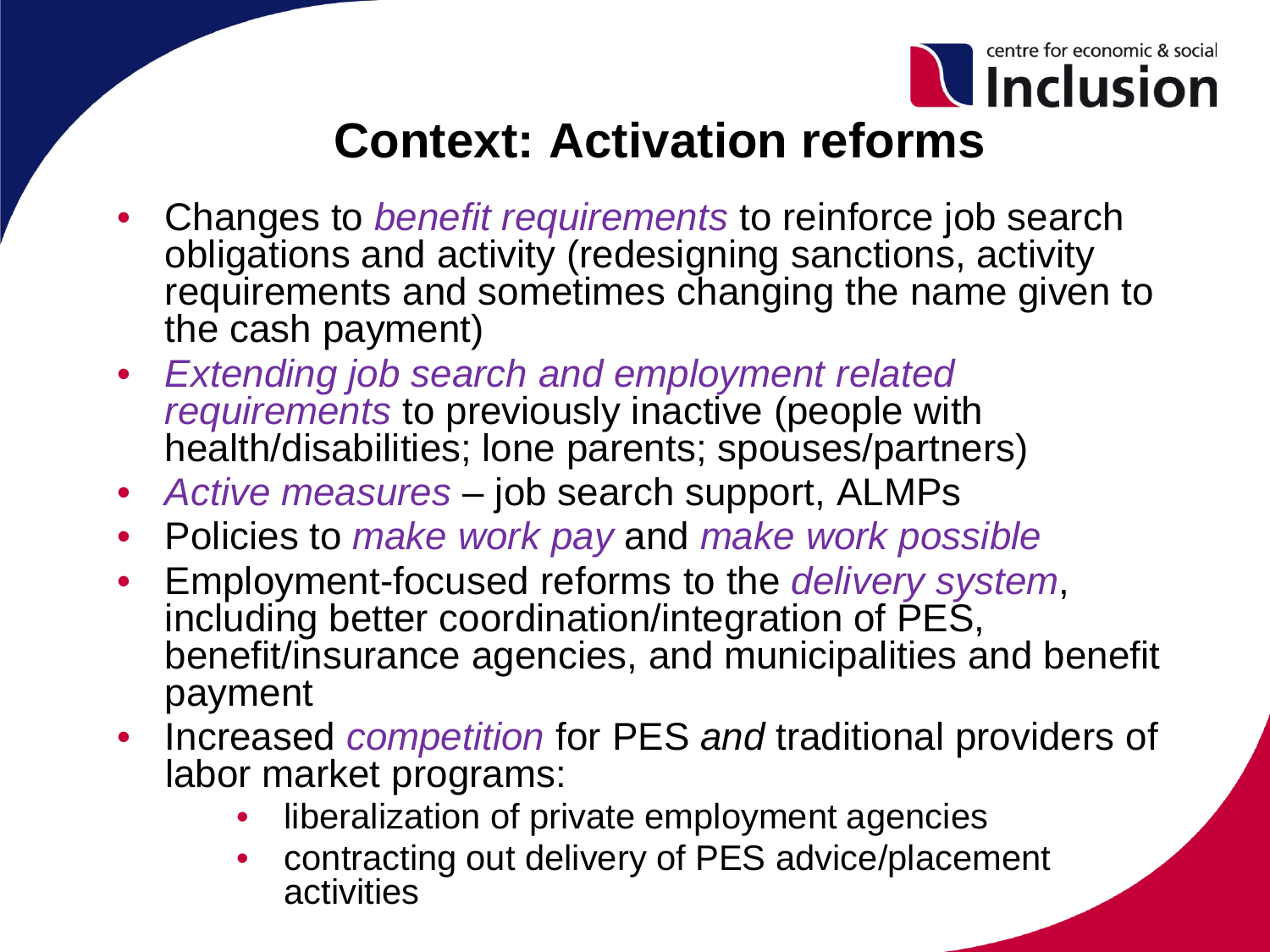# Context: Activation reforms

- Changes to *benefit requirements* to reinforce job search obligations and activity (redesigning sanctions, activity requirements and sometimes changing the name given to the cash payment)
- *Extending job search and employment related requirements* to previously inactive (people with health/disabilities; lone parents; spouses/partners)
- *Active measures* – job search support, ALMPs
- Policies to *make work pay* and *make work possible*
- Employment-focused reforms to the *delivery system*, including better coordination/integration of PES, benefit/insurance agencies, and municipalities and benefit payment
- Increased *competition* for PES *and* traditional providers of labor market programs:
    - liberalization of private employment agencies
    - contracting out delivery of PES advice/placement activities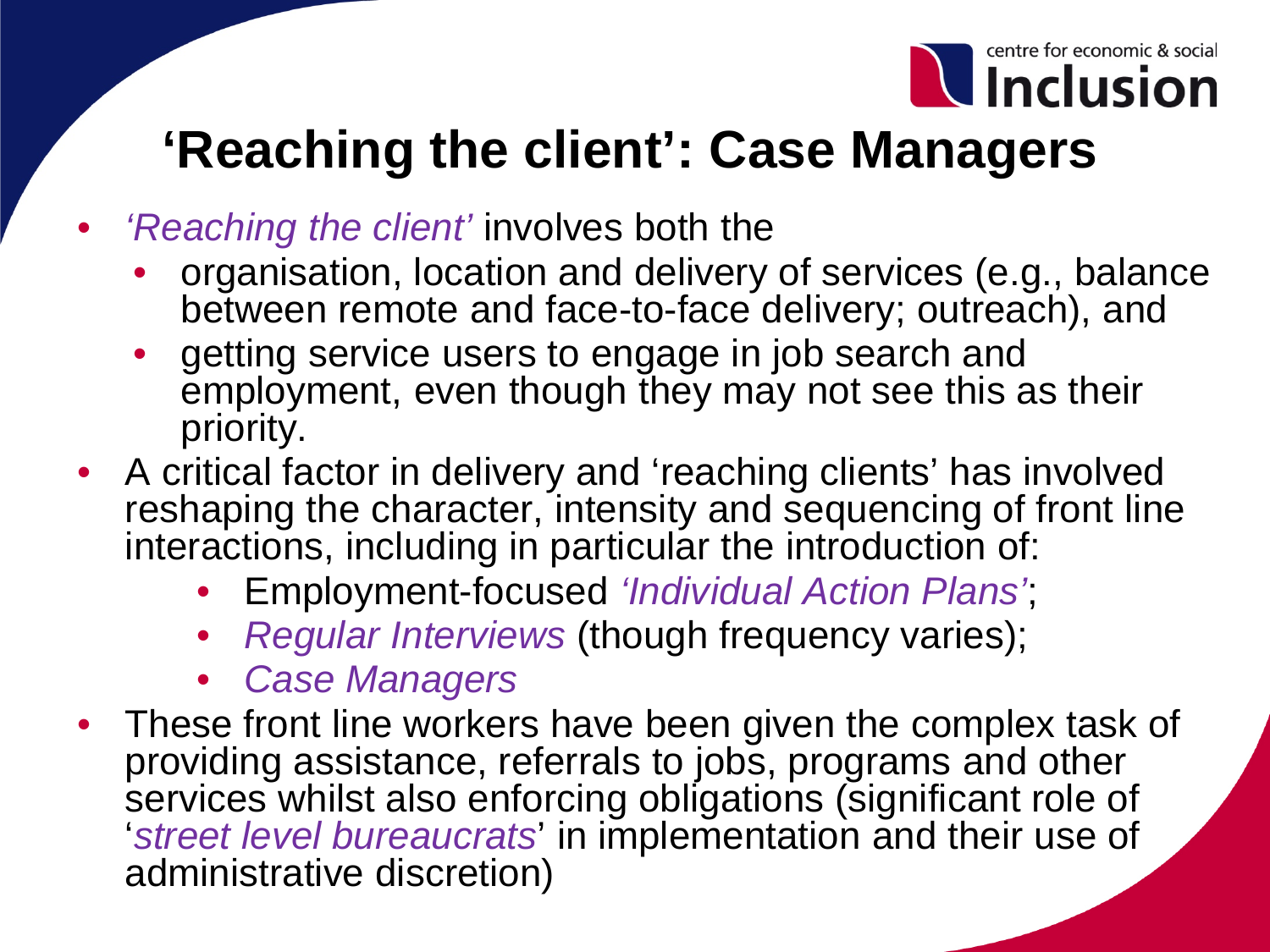# 'Reaching the client': Case Managers

- *'Reaching the client'* involves both the
  - organisation, location and delivery of services (e.g., balance between remote and face-to-face delivery; outreach), and
  - getting service users to engage in job search and employment, even though they may not see this as their priority.
- A critical factor in delivery and 'reaching clients' has involved reshaping the character, intensity and sequencing of front line interactions, including in particular the introduction of:
  - Employment-focused *'Individual Action Plans'*;
  - *Regular Interviews* (though frequency varies);
  - *Case Managers*
- These front line workers have been given the complex task of providing assistance, referrals to jobs, programs and other services whilst also enforcing obligations (significant role of '*street level bureaucrats*' in implementation and their use of administrative discretion)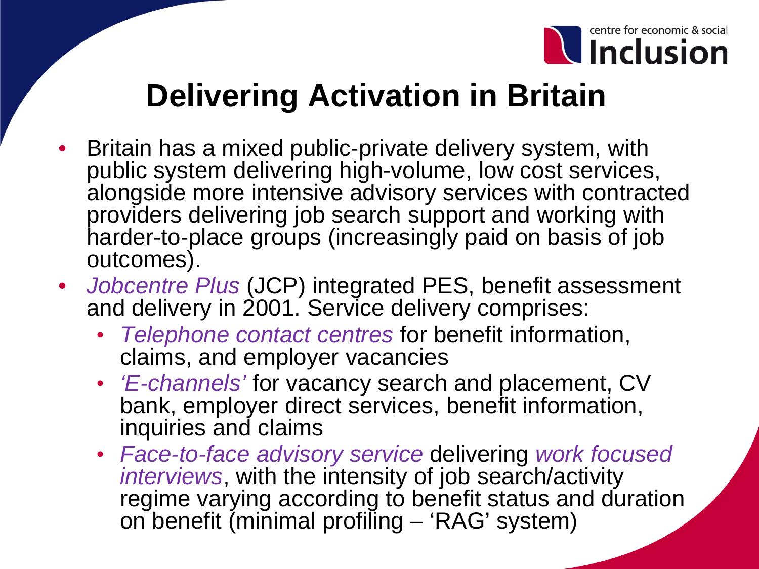# Delivering Activation in Britain

- Britain has a mixed public-private delivery system, with public system delivering high-volume, low cost services, alongside more intensive advisory services with contracted providers delivering job search support and working with harder-to-place groups (increasingly paid on basis of job outcomes).
- *Jobcentre Plus* (JCP) integrated PES, benefit assessment and delivery in 2001. Service delivery comprises:
  - *Telephone contact centres* for benefit information, claims, and employer vacancies
  - *'E-channels'* for vacancy search and placement, CV bank, employer direct services, benefit information, inquiries and claims
  - *Face-to-face advisory service* delivering *work focused interviews*, with the intensity of job search/activity regime varying according to benefit status and duration on benefit (minimal profiling – 'RAG' system)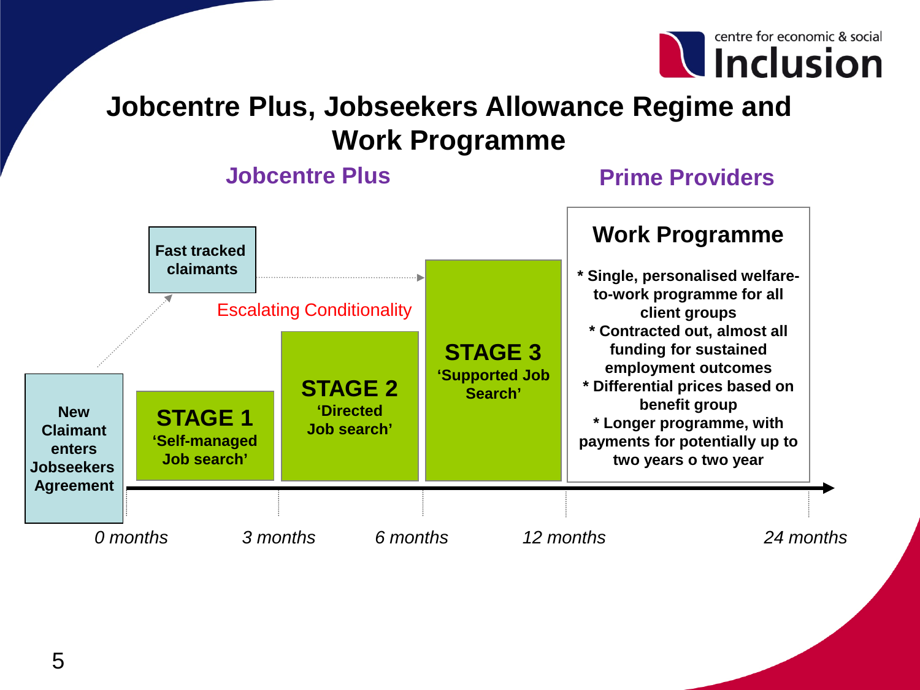# Jobcentre Plus, Jobseekers Allowance Regime and Work Programme

## Jobcentre Plus

## Prime Providers

**New Claimant enters Jobseekers Agreement**

**Fast tracked claimants**

Escalating Conditionality

**STAGE 1**
**'Self-managed Job search'**

**STAGE 2**
**'Directed Job search'**

**STAGE 3**
**'Supported Job Search'**

### Work Programme

**\* Single, personalised welfare-to-work programme for all client groups**
**\* Contracted out, almost all funding for sustained employment outcomes**
**\* Differential prices based on benefit group**
**\* Longer programme, with payments for potentially up to two years o two year**

*0 months* — *3 months* — *6 months* — *12 months* — *24 months*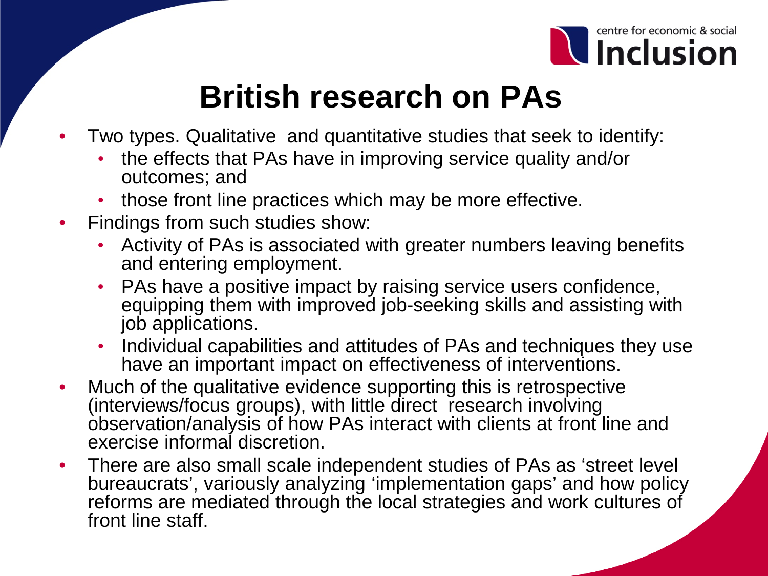# British research on PAs

- Two types. Qualitative and quantitative studies that seek to identify:
  - the effects that PAs have in improving service quality and/or outcomes; and
  - those front line practices which may be more effective.
- Findings from such studies show:
  - Activity of PAs is associated with greater numbers leaving benefits and entering employment.
  - PAs have a positive impact by raising service users confidence, equipping them with improved job-seeking skills and assisting with job applications.
  - Individual capabilities and attitudes of PAs and techniques they use have an important impact on effectiveness of interventions.
- Much of the qualitative evidence supporting this is retrospective (interviews/focus groups), with little direct research involving observation/analysis of how PAs interact with clients at front line and exercise informal discretion.
- There are also small scale independent studies of PAs as 'street level bureaucrats', variously analyzing 'implementation gaps' and how policy reforms are mediated through the local strategies and work cultures of front line staff.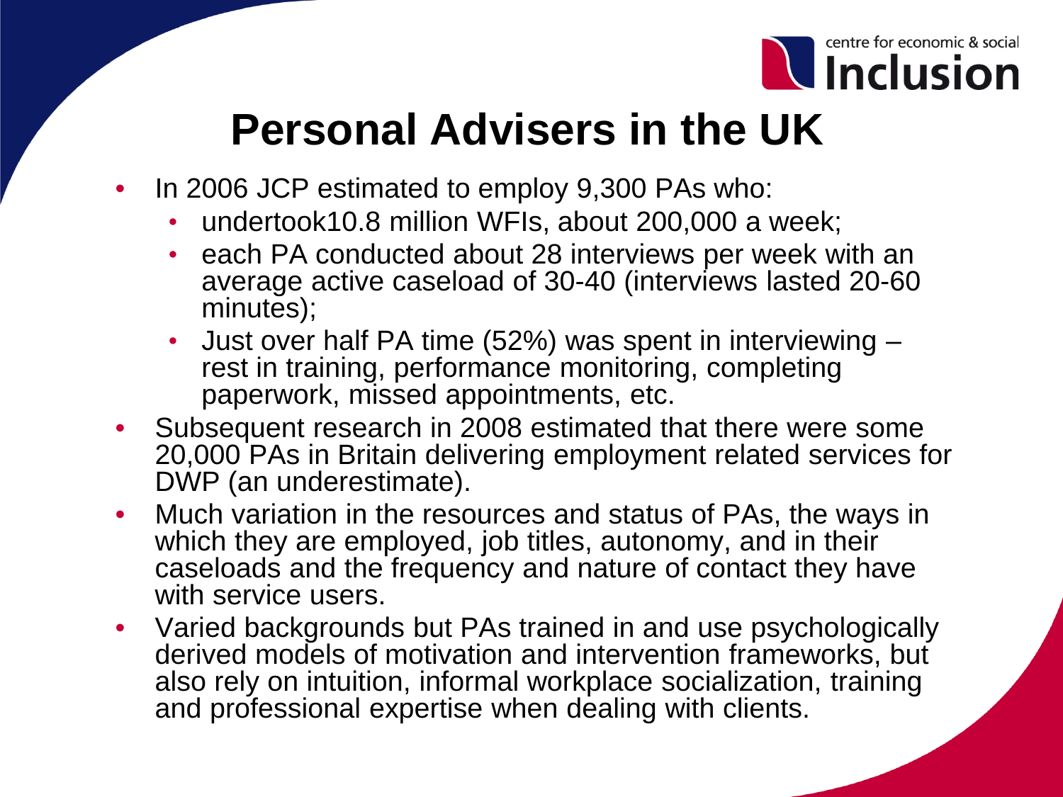# Personal Advisers in the UK

- In 2006 JCP estimated to employ 9,300 PAs who:
  - undertook10.8 million WFIs, about 200,000 a week;
  - each PA conducted about 28 interviews per week with an average active caseload of 30-40 (interviews lasted 20-60 minutes);
  - Just over half PA time (52%) was spent in interviewing – rest in training, performance monitoring, completing paperwork, missed appointments, etc.
- Subsequent research in 2008 estimated that there were some 20,000 PAs in Britain delivering employment related services for DWP (an underestimate).
- Much variation in the resources and status of PAs, the ways in which they are employed, job titles, autonomy, and in their caseloads and the frequency and nature of contact they have with service users.
- Varied backgrounds but PAs trained in and use psychologically derived models of motivation and intervention frameworks, but also rely on intuition, informal workplace socialization, training and professional expertise when dealing with clients.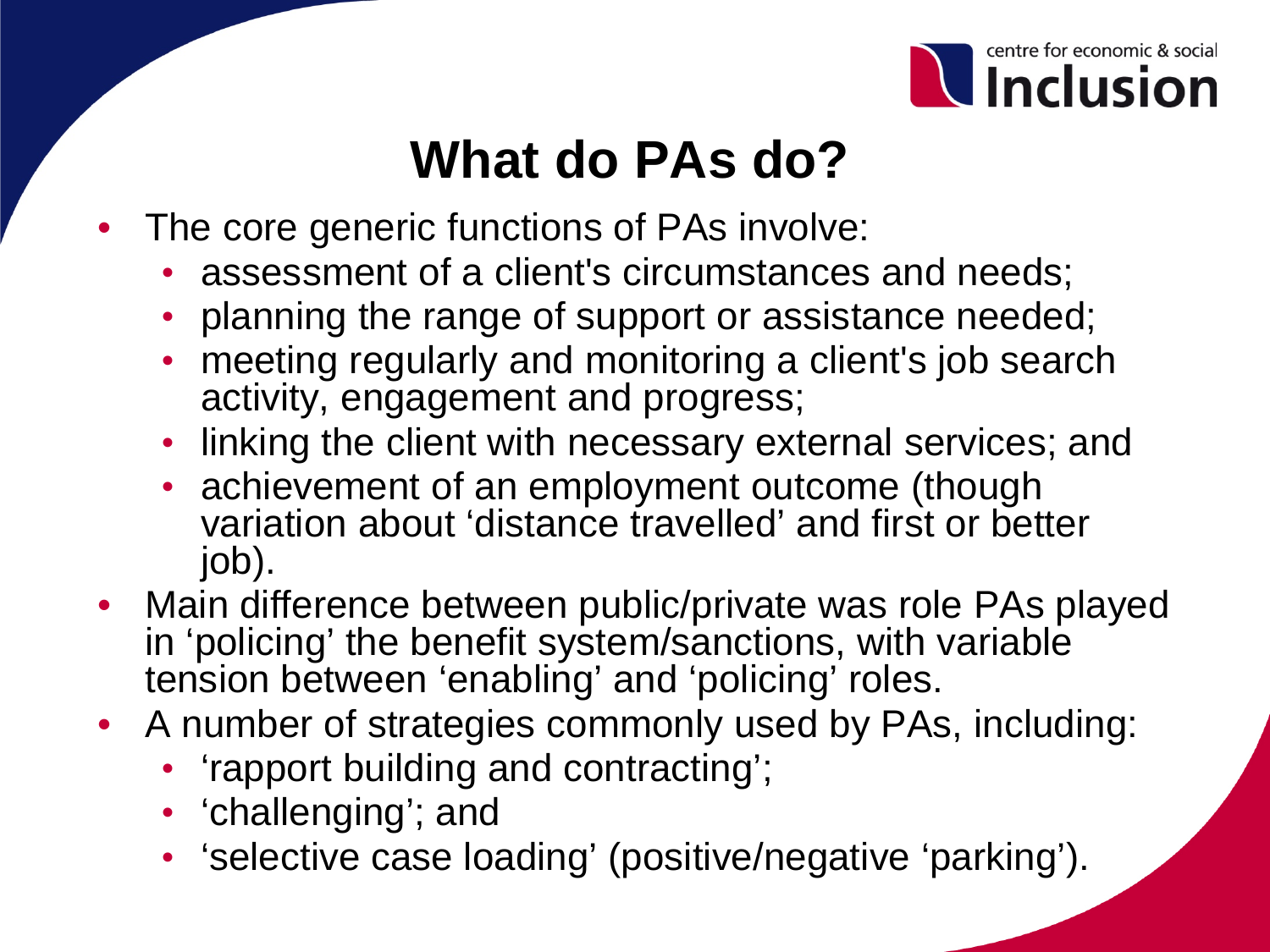# What do PAs do?

- The core generic functions of PAs involve:
  - assessment of a client's circumstances and needs;
  - planning the range of support or assistance needed;
  - meeting regularly and monitoring a client's job search activity, engagement and progress;
  - linking the client with necessary external services; and
  - achievement of an employment outcome (though variation about 'distance travelled' and first or better job).
- Main difference between public/private was role PAs played in 'policing' the benefit system/sanctions, with variable tension between 'enabling' and 'policing' roles.
- A number of strategies commonly used by PAs, including:
  - 'rapport building and contracting';
  - 'challenging'; and
  - 'selective case loading' (positive/negative 'parking').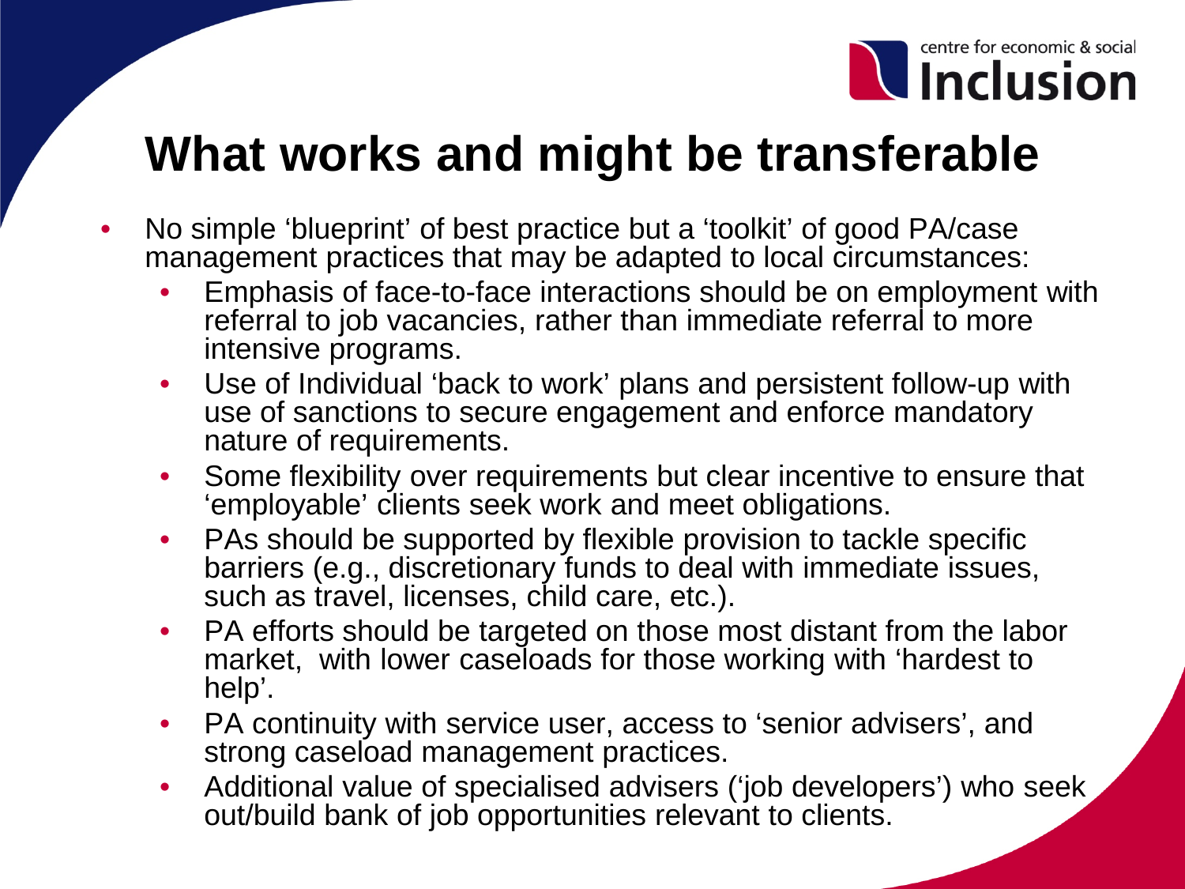# What works and might be transferable

- No simple 'blueprint' of best practice but a 'toolkit' of good PA/case management practices that may be adapted to local circumstances:
  - Emphasis of face-to-face interactions should be on employment with referral to job vacancies, rather than immediate referral to more intensive programs.
  - Use of Individual 'back to work' plans and persistent follow-up with use of sanctions to secure engagement and enforce mandatory nature of requirements.
  - Some flexibility over requirements but clear incentive to ensure that 'employable' clients seek work and meet obligations.
  - PAs should be supported by flexible provision to tackle specific barriers (e.g., discretionary funds to deal with immediate issues, such as travel, licenses, child care, etc.).
  - PA efforts should be targeted on those most distant from the labor market, with lower caseloads for those working with 'hardest to help'.
  - PA continuity with service user, access to 'senior advisers', and strong caseload management practices.
  - Additional value of specialised advisers ('job developers') who seek out/build bank of job opportunities relevant to clients.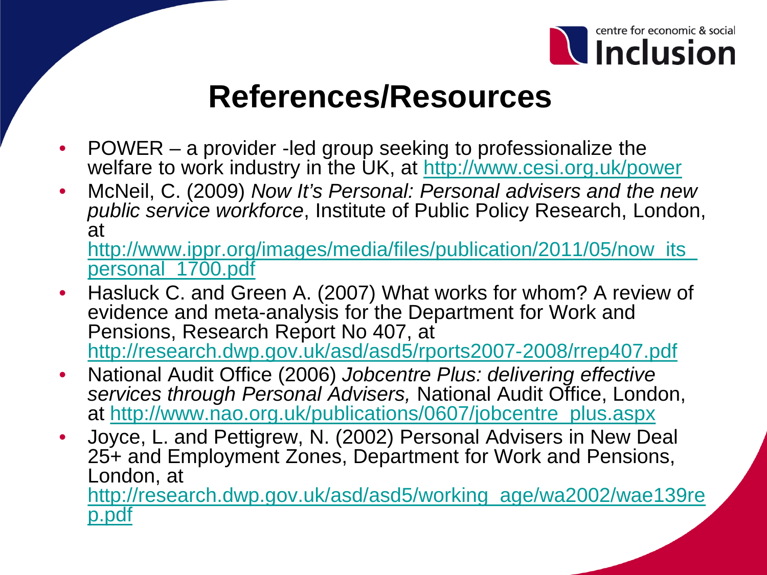centre for economic & social **Inclusion**

# References/Resources

- POWER – a provider -led group seeking to professionalize the welfare to work industry in the UK, at http://www.cesi.org.uk/power
- McNeil, C. (2009) *Now It's Personal: Personal advisers and the new public service workforce*, Institute of Public Policy Research, London, at http://www.ippr.org/images/media/files/publication/2011/05/now_its_personal_1700.pdf
- Hasluck C. and Green A. (2007) What works for whom? A review of evidence and meta-analysis for the Department for Work and Pensions, Research Report No 407, at http://research.dwp.gov.uk/asd/asd5/rports2007-2008/rrep407.pdf
- National Audit Office (2006) *Jobcentre Plus: delivering effective services through Personal Advisers,* National Audit Office, London, at http://www.nao.org.uk/publications/0607/jobcentre_plus.aspx
- Joyce, L. and Pettigrew, N. (2002) Personal Advisers in New Deal 25+ and Employment Zones, Department for Work and Pensions, London, at http://research.dwp.gov.uk/asd/asd5/working_age/wa2002/wae139rep.pdf